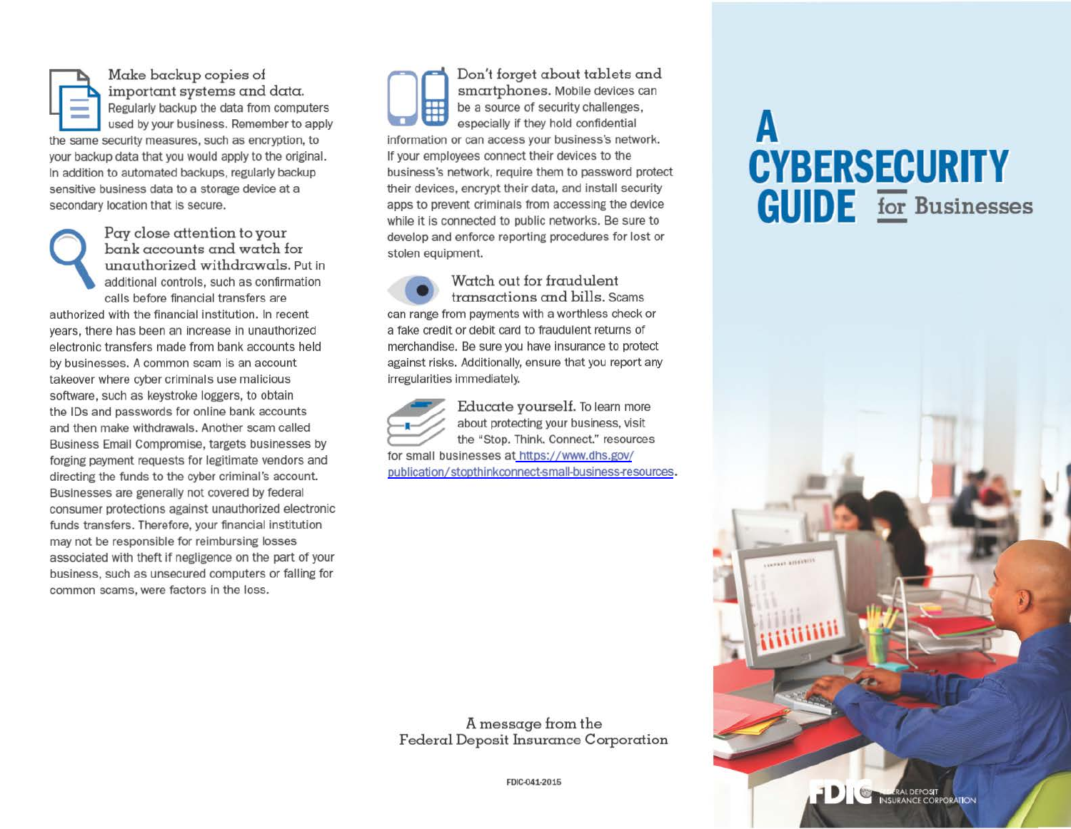**Make backup copies of important systems and data.** Regularly backup the data from computers used by your business. Remember to apply the same security measures, such as encryption, to your backup data that you would apply to the original. In addition to automated backups, regularly backup sensitive business data to a storage device at a secondary location that is secure.

**Pay close attention to your bank accounts and watch for unauthorized withdrawals.** Put in additional controls, such as confirmation calls before financial transfers are authorized with the financial institution. In recent years, there has been an increase in unauthorized electronic transfers made from bank accounts held by businesses. A common scam is an account takeover where cyber criminals use malicious software, such as keystroke loggers, to obtain the IDs and passwords for online bank accounts and then make withdrawals. Another scam called Business Email Compromise, targets businesses by forging payment requests for legitimate vendors and directing the funds to the cyber criminal's account. Businesses are generally not covered by federal consumer protections against unauthorized electronic funds transfers. Therefore, your financial institution may not be responsible for reimbursing losses associated with theft if negligence on the part of your business, such as unsecured computers or falling for common scams, were factors in the loss.

**Don't forget about tablets and smartphones.** Mobile devices can be a source of security challenges, especially if they hold confidential information or can access your business's network. If your employees connect their devices to the business's network, require them to password protect their devices, encrypt their data, and install security apps to prevent criminals from accessing the device while it is connected to public networks. Be sure to develop and enforce reporting procedures for lost or stolen equipment.

**Watch out for fraudulent transactions and bills.** Scams can range from payments with a worthless check or a fake credit or debit card to fraudulent returns of merchandise. Be sure you have insurance to protect against risks. Additionally, ensure that you report any irregularities immediately.

**Educate yourself.** To learn more about protecting your business, visit the "Stop. Think. Connect." resources for small businesses at https://www.dhs.gov/publication/stopthinkconnect-small-business-resources.

A message from the Federal Deposit Insurance Corporation

FDIC-041-2015

# A CYBERSECURITY GUIDE for Businesses

FDIC FEDERAL DEPOSIT INSURANCE CORPORATION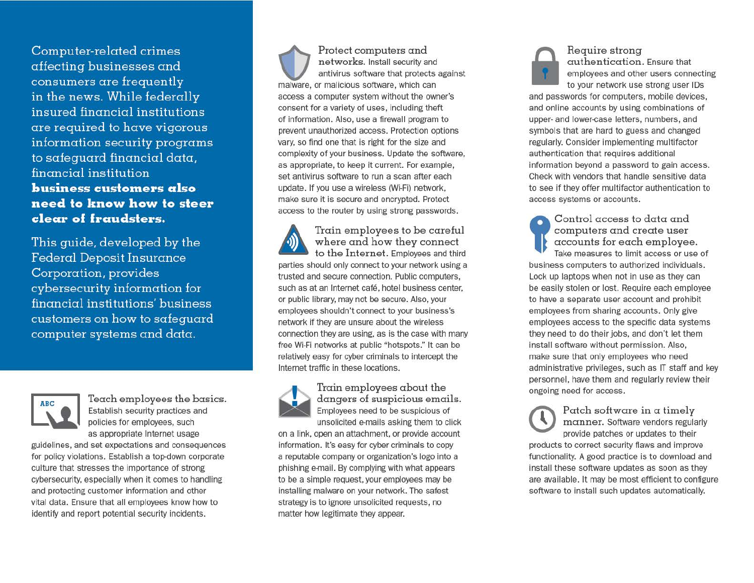Computer-related crimes affecting businesses and consumers are frequently in the news. While federally insured financial institutions are required to have vigorous information security programs to safeguard financial data, financial institution **business customers also need to know how to steer clear of fraudsters.**

This guide, developed by the Federal Deposit Insurance Corporation, provides cybersecurity information for financial institutions' business customers on how to safeguard computer systems and data.

**Teach employees the basics.** Establish security practices and policies for employees, such as appropriate Internet usage guidelines, and set expectations and consequences for policy violations. Establish a top-down corporate culture that stresses the importance of strong cybersecurity, especially when it comes to handling and protecting customer information and other vital data. Ensure that all employees know how to identify and report potential security incidents.

**Protect computers and networks.** Install security and antivirus software that protects against malware, or malicious software, which can access a computer system without the owner's consent for a variety of uses, including theft of information. Also, use a firewall program to prevent unauthorized access. Protection options vary, so find one that is right for the size and complexity of your business. Update the software, as appropriate, to keep it current. For example, set antivirus software to run a scan after each update. If you use a wireless (Wi-Fi) network, make sure it is secure and encrypted. Protect access to the router by using strong passwords.

**Train employees to be careful where and how they connect to the Internet.** Employees and third parties should only connect to your network using a trusted and secure connection. Public computers, such as at an Internet café, hotel business center, or public library, may not be secure. Also, your employees shouldn't connect to your business's network if they are unsure about the wireless connection they are using, as is the case with many free Wi-Fi networks at public "hotspots." It can be relatively easy for cyber criminals to intercept the Internet traffic in these locations.

**Train employees about the dangers of suspicious emails.** Employees need to be suspicious of unsolicited e-mails asking them to click on a link, open an attachment, or provide account information. It's easy for cyber criminals to copy a reputable company or organization's logo into a phishing e-mail. By complying with what appears to be a simple request, your employees may be installing malware on your network. The safest strategy is to ignore unsolicited requests, no matter how legitimate they appear.

**Require strong authentication.** Ensure that employees and other users connecting to your network use strong user IDs and passwords for computers, mobile devices, and online accounts by using combinations of upper- and lower-case letters, numbers, and symbols that are hard to guess and changed regularly. Consider implementing multifactor authentication that requires additional information beyond a password to gain access. Check with vendors that handle sensitive data to see if they offer multifactor authentication to access systems or accounts.

**Control access to data and computers and create user accounts for each employee.** Take measures to limit access or use of business computers to authorized individuals. Lock up laptops when not in use as they can be easily stolen or lost. Require each employee to have a separate user account and prohibit employees from sharing accounts. Only give employees access to the specific data systems they need to do their jobs, and don't let them install software without permission. Also, make sure that only employees who need administrative privileges, such as IT staff and key personnel, have them and regularly review their ongoing need for access.

**Patch software in a timely manner.** Software vendors regularly provide patches or updates to their products to correct security flaws and improve functionality. A good practice is to download and install these software updates as soon as they are available. It may be most efficient to configure software to install such updates automatically.